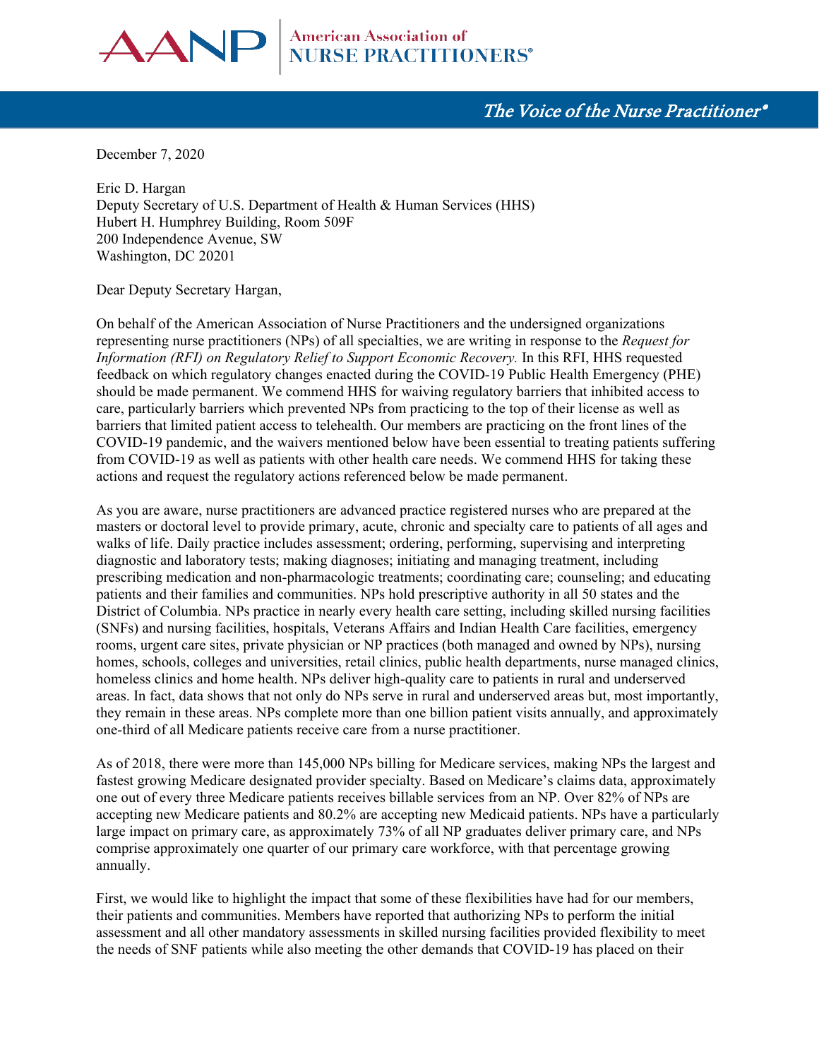AANP | American Association of NURSE PRACTITIONERS®

*The Voice of the Nurse Practitioner®*

December 7, 2020

Eric D. Hargan
Deputy Secretary of U.S. Department of Health & Human Services (HHS)
Hubert H. Humphrey Building, Room 509F
200 Independence Avenue, SW
Washington, DC 20201

Dear Deputy Secretary Hargan,

On behalf of the American Association of Nurse Practitioners and the undersigned organizations representing nurse practitioners (NPs) of all specialties, we are writing in response to the *Request for Information (RFI) on Regulatory Relief to Support Economic Recovery.* In this RFI, HHS requested feedback on which regulatory changes enacted during the COVID-19 Public Health Emergency (PHE) should be made permanent. We commend HHS for waiving regulatory barriers that inhibited access to care, particularly barriers which prevented NPs from practicing to the top of their license as well as barriers that limited patient access to telehealth. Our members are practicing on the front lines of the COVID-19 pandemic, and the waivers mentioned below have been essential to treating patients suffering from COVID-19 as well as patients with other health care needs. We commend HHS for taking these actions and request the regulatory actions referenced below be made permanent.

As you are aware, nurse practitioners are advanced practice registered nurses who are prepared at the masters or doctoral level to provide primary, acute, chronic and specialty care to patients of all ages and walks of life. Daily practice includes assessment; ordering, performing, supervising and interpreting diagnostic and laboratory tests; making diagnoses; initiating and managing treatment, including prescribing medication and non-pharmacologic treatments; coordinating care; counseling; and educating patients and their families and communities. NPs hold prescriptive authority in all 50 states and the District of Columbia. NPs practice in nearly every health care setting, including skilled nursing facilities (SNFs) and nursing facilities, hospitals, Veterans Affairs and Indian Health Care facilities, emergency rooms, urgent care sites, private physician or NP practices (both managed and owned by NPs), nursing homes, schools, colleges and universities, retail clinics, public health departments, nurse managed clinics, homeless clinics and home health. NPs deliver high-quality care to patients in rural and underserved areas. In fact, data shows that not only do NPs serve in rural and underserved areas but, most importantly, they remain in these areas. NPs complete more than one billion patient visits annually, and approximately one-third of all Medicare patients receive care from a nurse practitioner.

As of 2018, there were more than 145,000 NPs billing for Medicare services, making NPs the largest and fastest growing Medicare designated provider specialty. Based on Medicare's claims data, approximately one out of every three Medicare patients receives billable services from an NP. Over 82% of NPs are accepting new Medicare patients and 80.2% are accepting new Medicaid patients. NPs have a particularly large impact on primary care, as approximately 73% of all NP graduates deliver primary care, and NPs comprise approximately one quarter of our primary care workforce, with that percentage growing annually.

First, we would like to highlight the impact that some of these flexibilities have had for our members, their patients and communities. Members have reported that authorizing NPs to perform the initial assessment and all other mandatory assessments in skilled nursing facilities provided flexibility to meet the needs of SNF patients while also meeting the other demands that COVID-19 has placed on their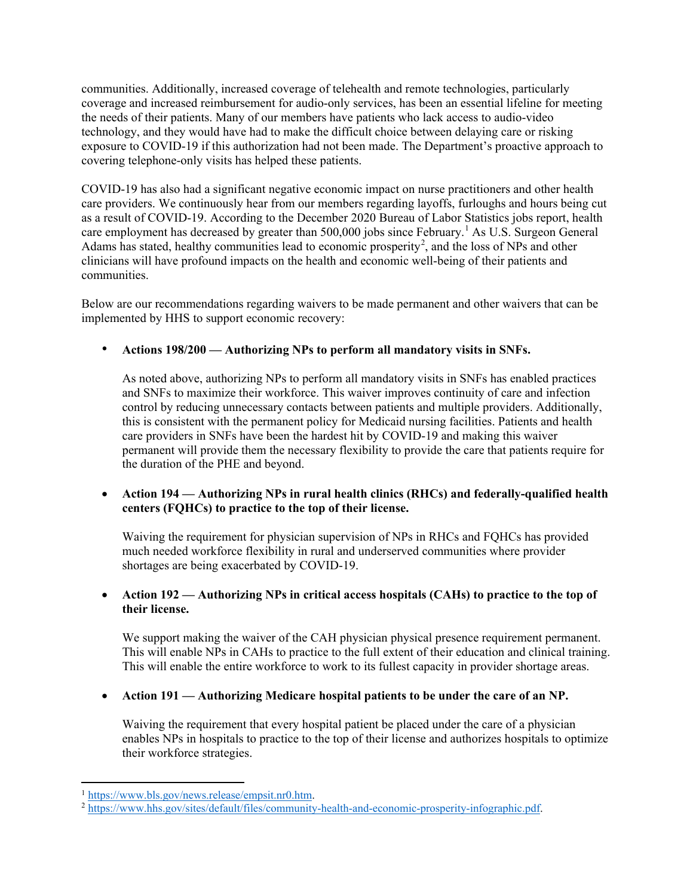communities. Additionally, increased coverage of telehealth and remote technologies, particularly coverage and increased reimbursement for audio-only services, has been an essential lifeline for meeting the needs of their patients. Many of our members have patients who lack access to audio-video technology, and they would have had to make the difficult choice between delaying care or risking exposure to COVID-19 if this authorization had not been made. The Department's proactive approach to covering telephone-only visits has helped these patients.

COVID-19 has also had a significant negative economic impact on nurse practitioners and other health care providers. We continuously hear from our members regarding layoffs, furloughs and hours being cut as a result of COVID-19. According to the December 2020 Bureau of Labor Statistics jobs report, health care employment has decreased by greater than 500,000 jobs since February.[1] As U.S. Surgeon General Adams has stated, healthy communities lead to economic prosperity[2], and the loss of NPs and other clinicians will have profound impacts on the health and economic well-being of their patients and communities.

Below are our recommendations regarding waivers to be made permanent and other waivers that can be implemented by HHS to support economic recovery:

- **Actions 198/200 — Authorizing NPs to perform all mandatory visits in SNFs.**

  As noted above, authorizing NPs to perform all mandatory visits in SNFs has enabled practices and SNFs to maximize their workforce. This waiver improves continuity of care and infection control by reducing unnecessary contacts between patients and multiple providers. Additionally, this is consistent with the permanent policy for Medicaid nursing facilities. Patients and health care providers in SNFs have been the hardest hit by COVID-19 and making this waiver permanent will provide them the necessary flexibility to provide the care that patients require for the duration of the PHE and beyond.

- **Action 194 — Authorizing NPs in rural health clinics (RHCs) and federally-qualified health centers (FQHCs) to practice to the top of their license.**

  Waiving the requirement for physician supervision of NPs in RHCs and FQHCs has provided much needed workforce flexibility in rural and underserved communities where provider shortages are being exacerbated by COVID-19.

- **Action 192 — Authorizing NPs in critical access hospitals (CAHs) to practice to the top of their license.**

  We support making the waiver of the CAH physician physical presence requirement permanent. This will enable NPs in CAHs to practice to the full extent of their education and clinical training. This will enable the entire workforce to work to its fullest capacity in provider shortage areas.

- **Action 191 — Authorizing Medicare hospital patients to be under the care of an NP.**

  Waiving the requirement that every hospital patient be placed under the care of a physician enables NPs in hospitals to practice to the top of their license and authorizes hospitals to optimize their workforce strategies.

---

[1] https://www.bls.gov/news.release/empsit.nr0.htm.

[2] https://www.hhs.gov/sites/default/files/community-health-and-economic-prosperity-infographic.pdf.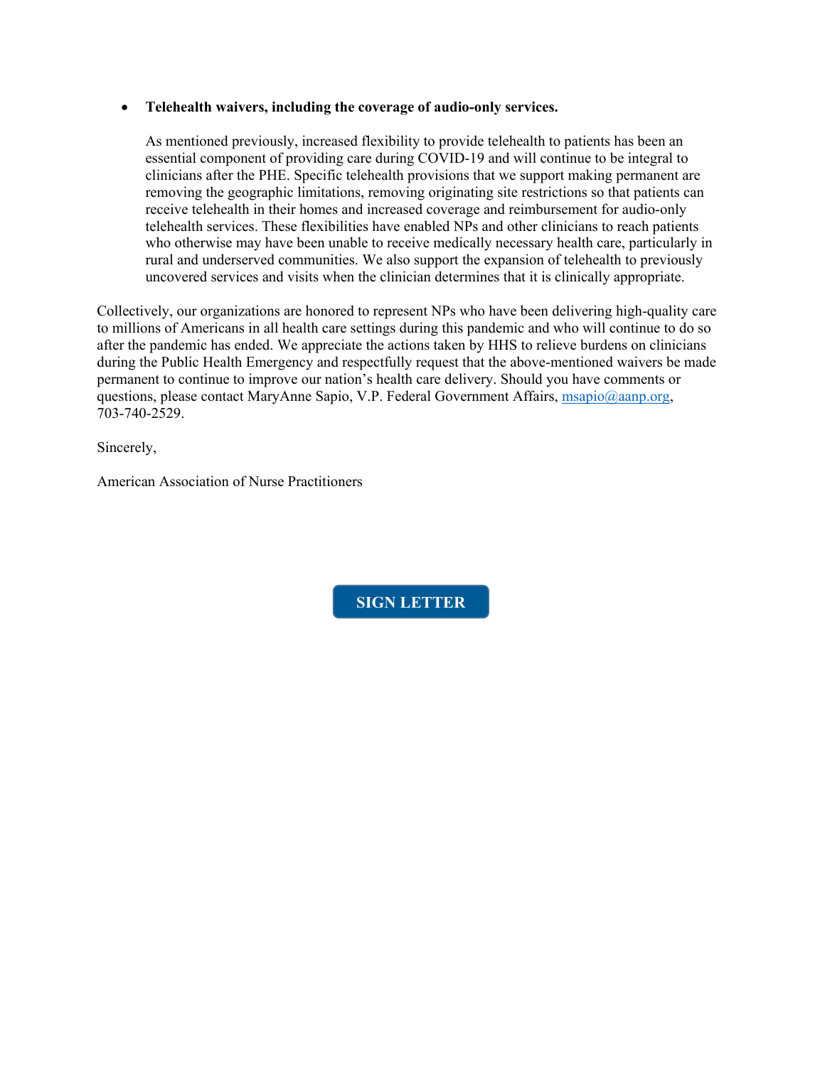- **Telehealth waivers, including the coverage of audio-only services.**

  As mentioned previously, increased flexibility to provide telehealth to patients has been an essential component of providing care during COVID-19 and will continue to be integral to clinicians after the PHE. Specific telehealth provisions that we support making permanent are removing the geographic limitations, removing originating site restrictions so that patients can receive telehealth in their homes and increased coverage and reimbursement for audio-only telehealth services. These flexibilities have enabled NPs and other clinicians to reach patients who otherwise may have been unable to receive medically necessary health care, particularly in rural and underserved communities. We also support the expansion of telehealth to previously uncovered services and visits when the clinician determines that it is clinically appropriate.

Collectively, our organizations are honored to represent NPs who have been delivering high-quality care to millions of Americans in all health care settings during this pandemic and who will continue to do so after the pandemic has ended. We appreciate the actions taken by HHS to relieve burdens on clinicians during the Public Health Emergency and respectfully request that the above-mentioned waivers be made permanent to continue to improve our nation's health care delivery. Should you have comments or questions, please contact MaryAnne Sapio, V.P. Federal Government Affairs, msapio@aanp.org, 703-740-2529.

Sincerely,

American Association of Nurse Practitioners

**SIGN LETTER**